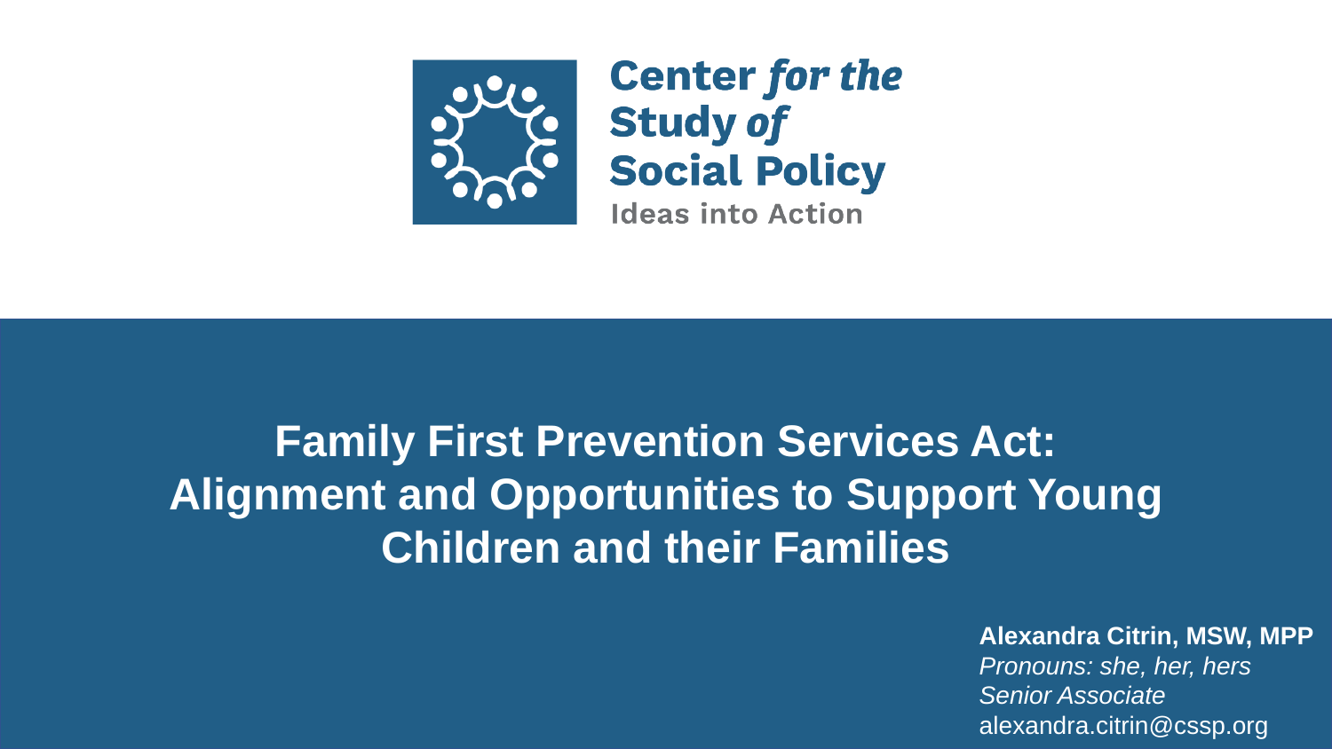Center *for the* Study *of* Social Policy

Ideas into Action

# Family First Prevention Services Act: Alignment and Opportunities to Support Young Children and their Families

**Alexandra Citrin, MSW, MPP**

*Pronouns: she, her, hers*

*Senior Associate*

alexandra.citrin@cssp.org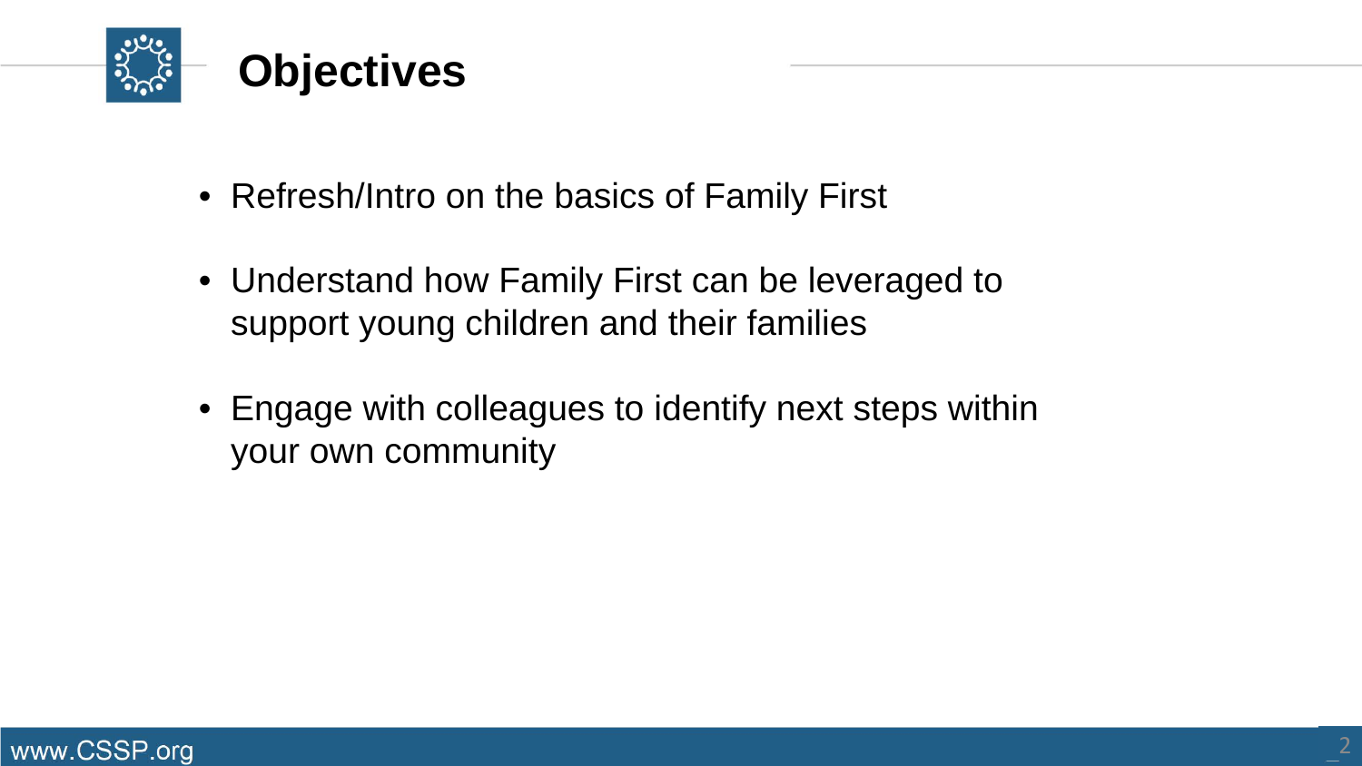# Objectives

- Refresh/Intro on the basics of Family First
- Understand how Family First can be leveraged to support young children and their families
- Engage with colleagues to identify next steps within your own community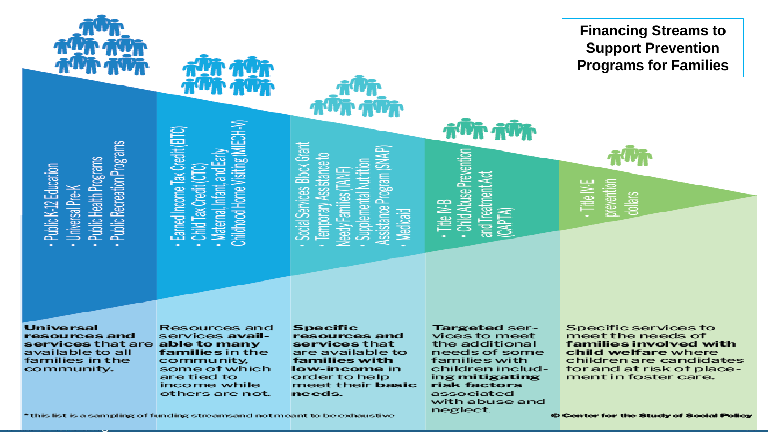# Financing Streams to Support Prevention Programs for Families

| | | | | |
|---|---|---|---|---|
| • Public K-12 Education<br>• Universal Pre-K<br>• Public Health Programs<br>• Public Recreation Programs | • Earned Income Tax Credit (EITC)<br>• Child Tax Credit (CTC)<br>• Maternal, Infant, and Early Childhood Home Visiting (MIECH-V) | • Social Services Block Grant<br>• Temporary Assistance to Needy Families (TANF)<br>• Supplemental Nutrition Assistance Program (SNAP)<br>• Medicaid | • Title IV-B<br>• Child Abuse Prevention and Treatment Act (CAPTA) | • Title IV-E prevention dollars |
| **Universal resources and services** that are available to all families in the community. | Resources and services **available to many families** in the community, some of which are tied to income while others are not. | **Specific resources and services** that are available to **families with low-income** in order to help meet their **basic needs**. | **Targeted** services to meet the additional needs of some families with children including **mitigating risk factors** associated with abuse and neglect. | Specific services to meet the needs of **families involved with child welfare** where children are candidates for and at risk of placement in foster care. |

* this list is a sampling of funding streams and not meant to be exhaustive

© Center for the Study of Social Policy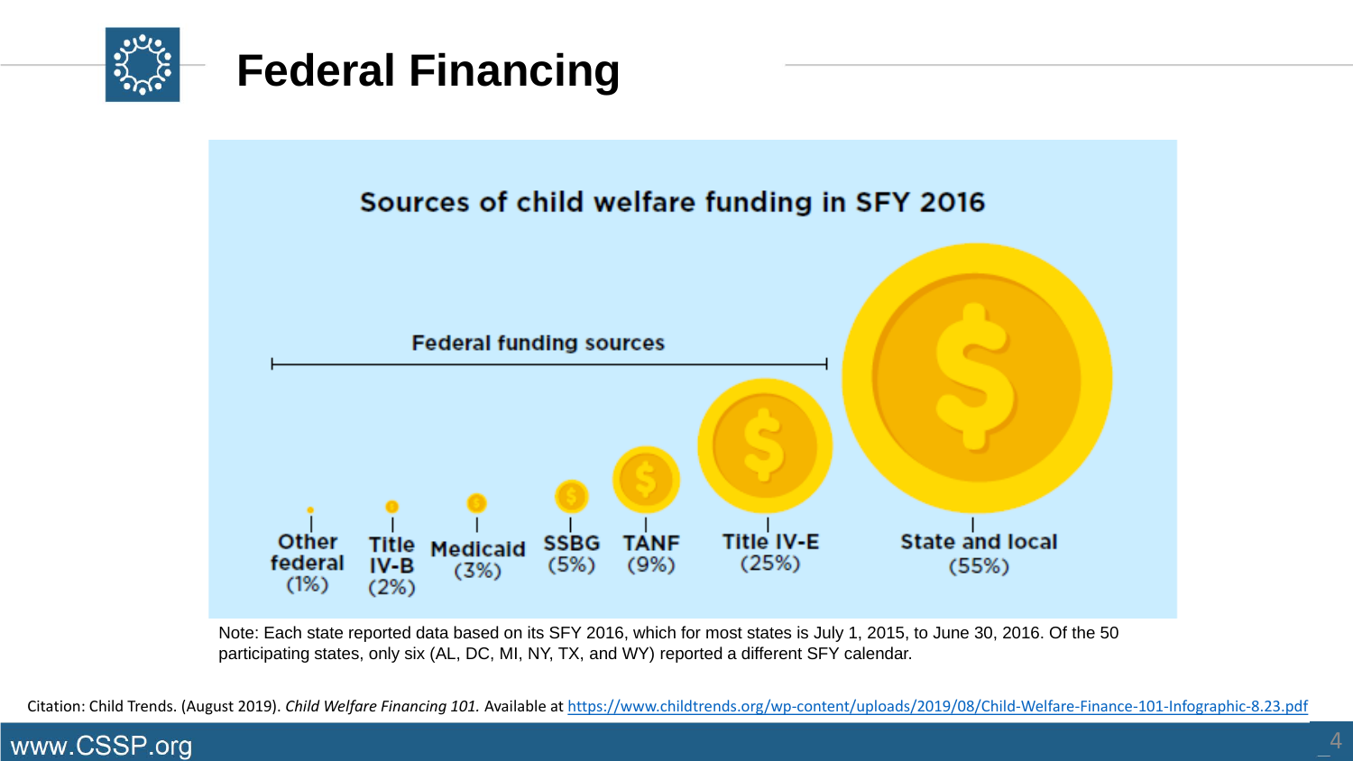# Federal Financing

## Sources of child welfare funding in SFY 2016

Federal funding sources

- Other federal (1%)
- Title IV-B (2%)
- Medicaid (3%)
- SSBG (5%)
- TANF (9%)
- Title IV-E (25%)

State and local (55%)

Note: Each state reported data based on its SFY 2016, which for most states is July 1, 2015, to June 30, 2016. Of the 50 participating states, only six (AL, DC, MI, NY, TX, and WY) reported a different SFY calendar.

Citation: Child Trends. (August 2019). *Child Welfare Financing 101.* Available at https://www.childtrends.org/wp-content/uploads/2019/08/Child-Welfare-Finance-101-Infographic-8.23.pdf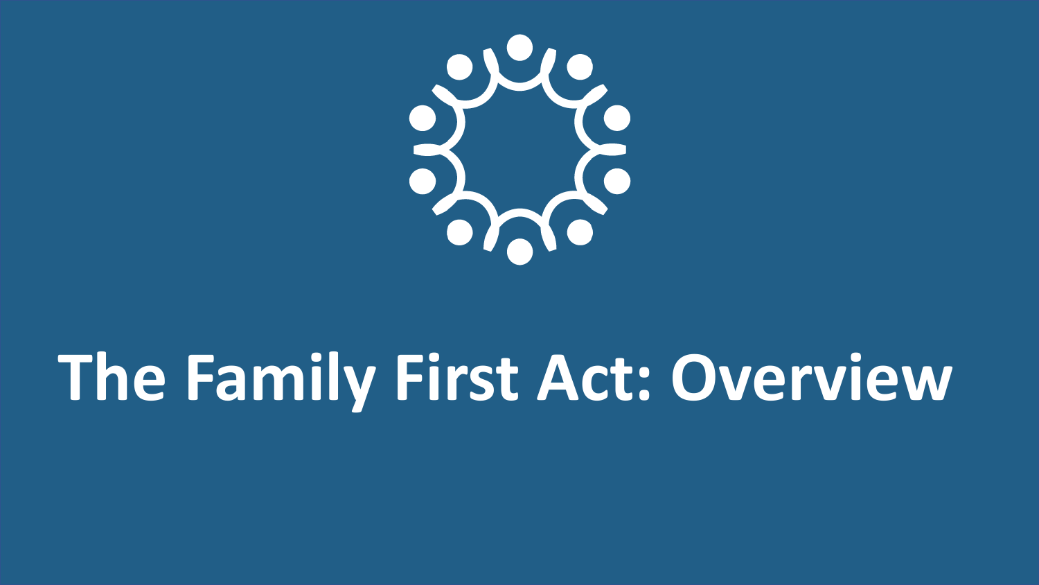# The Family First Act: Overview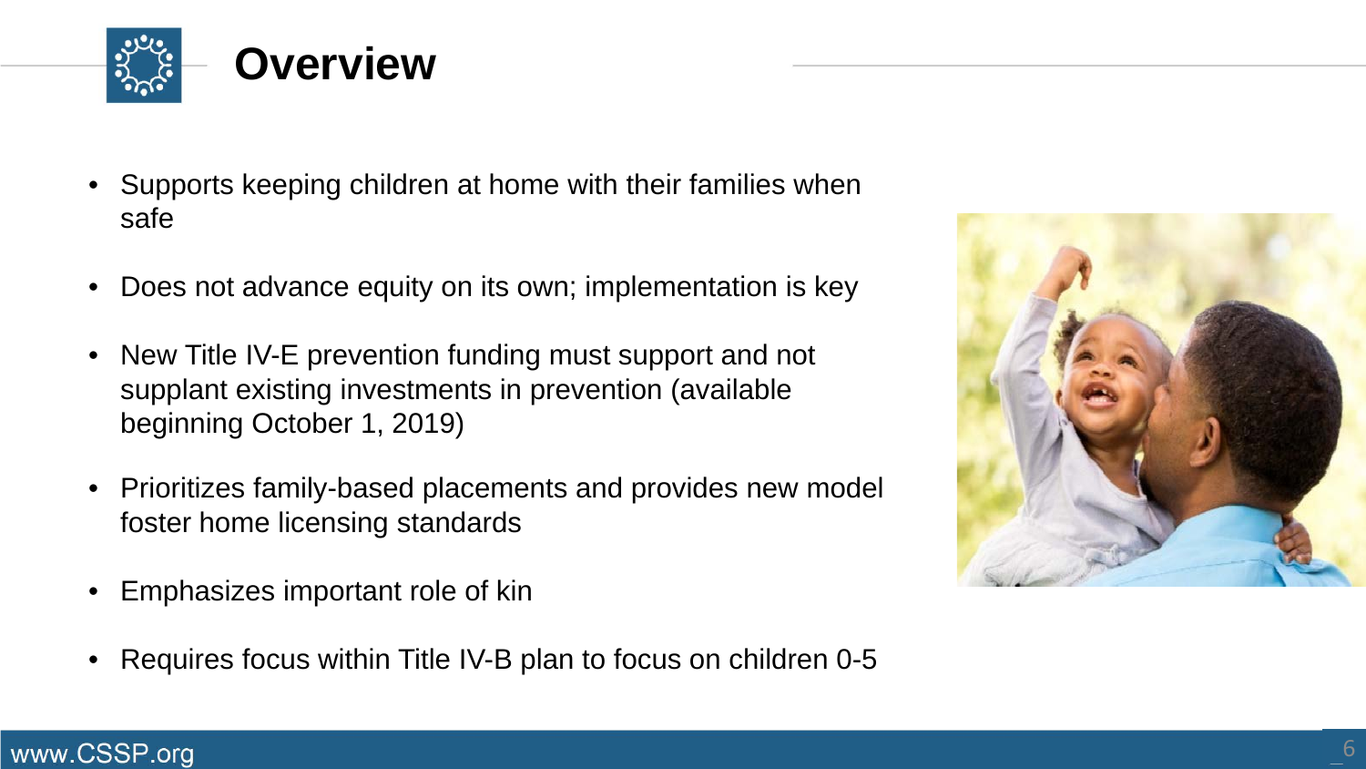# Overview

- Supports keeping children at home with their families when safe
- Does not advance equity on its own; implementation is key
- New Title IV-E prevention funding must support and not supplant existing investments in prevention (available beginning October 1, 2019)
- Prioritizes family-based placements and provides new model foster home licensing standards
- Emphasizes important role of kin
- Requires focus within Title IV-B plan to focus on children 0-5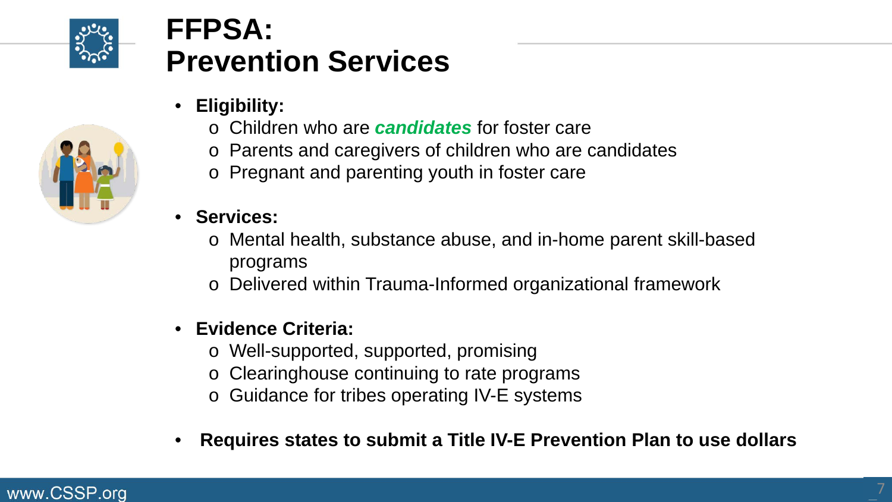# FFPSA: Prevention Services

- **Eligibility:**
  - Children who are ***candidates*** for foster care
  - Parents and caregivers of children who are candidates
  - Pregnant and parenting youth in foster care

- **Services:**
  - Mental health, substance abuse, and in-home parent skill-based programs
  - Delivered within Trauma-Informed organizational framework

- **Evidence Criteria:**
  - Well-supported, supported, promising
  - Clearinghouse continuing to rate programs
  - Guidance for tribes operating IV-E systems

- **Requires states to submit a Title IV-E Prevention Plan to use dollars**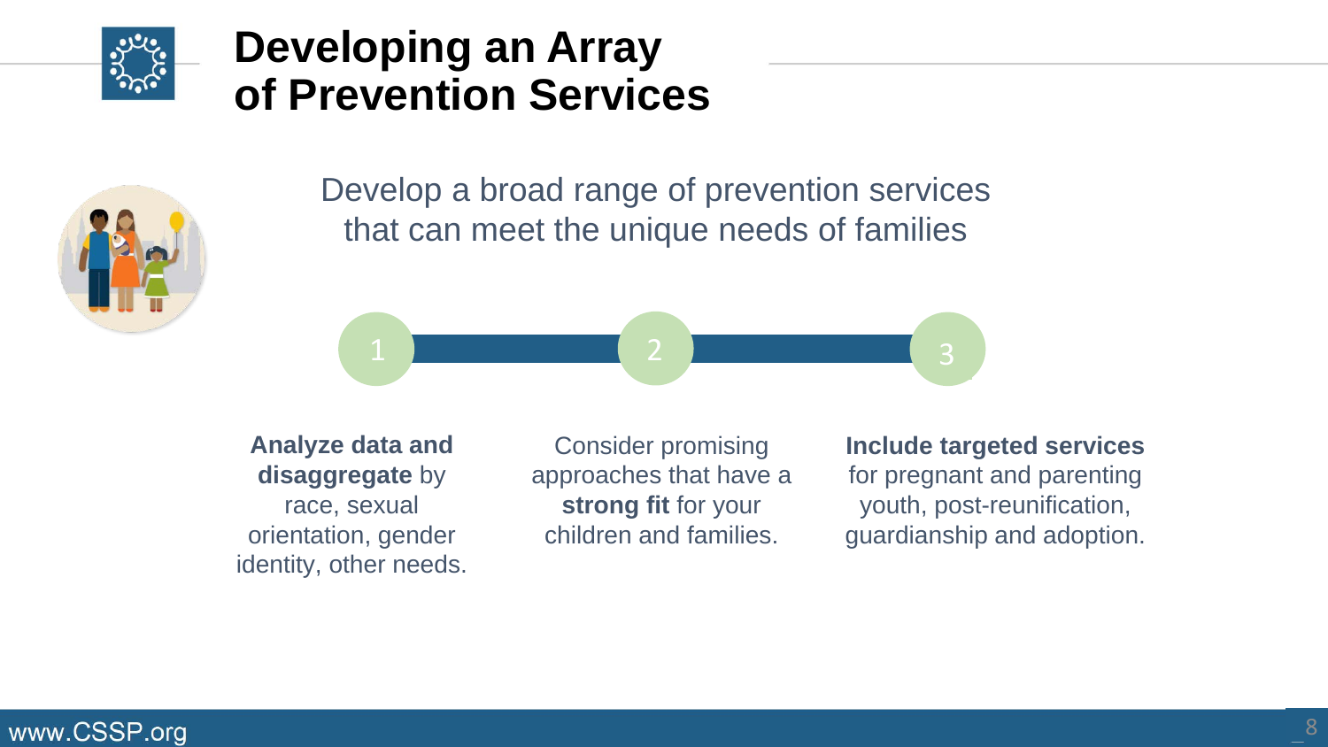# Developing an Array of Prevention Services

Develop a broad range of prevention services that can meet the unique needs of families

1. **Analyze data and disaggregate** by race, sexual orientation, gender identity, other needs.
2. Consider promising approaches that have a **strong fit** for your children and families.
3. **Include targeted services** for pregnant and parenting youth, post-reunification, guardianship and adoption.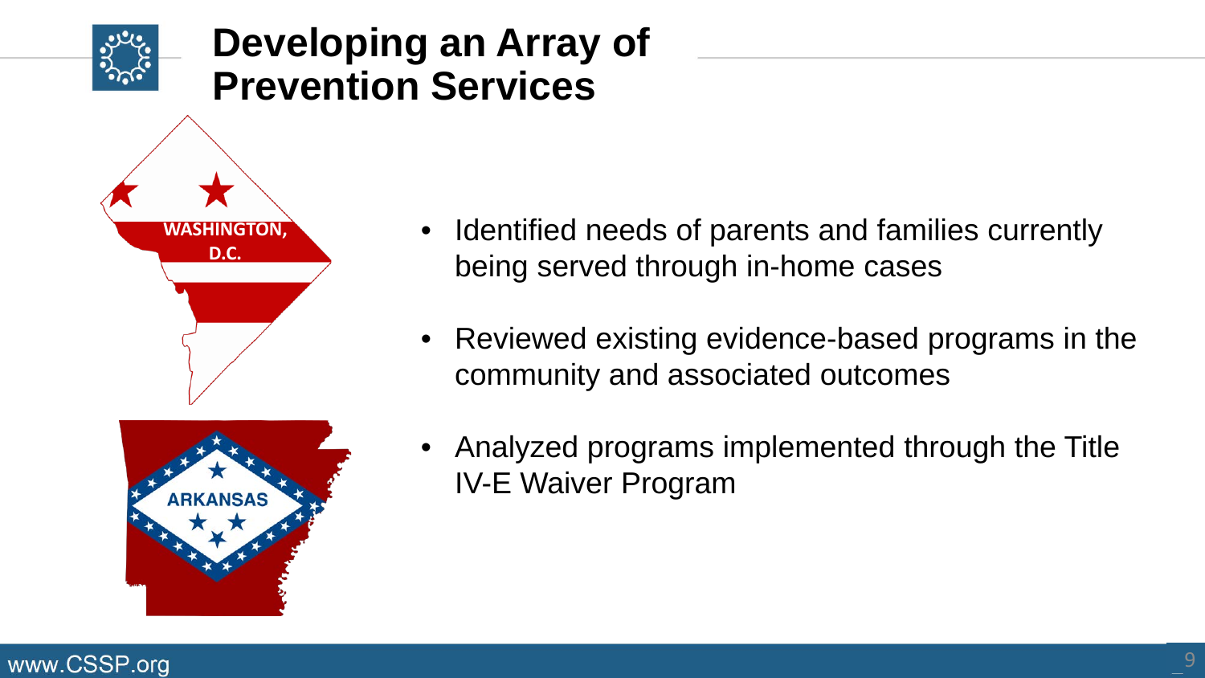# Developing an Array of Prevention Services

WASHINGTON, D.C.

ARKANSAS

- Identified needs of parents and families currently being served through in-home cases
- Reviewed existing evidence-based programs in the community and associated outcomes
- Analyzed programs implemented through the Title IV-E Waiver Program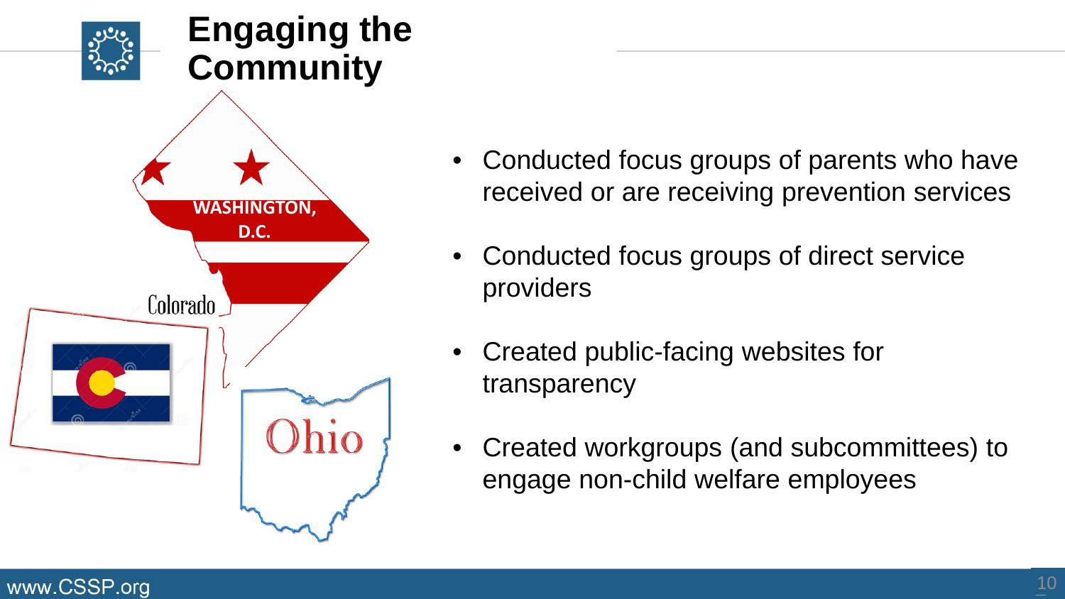# Engaging the Community

- Conducted focus groups of parents who have received or are receiving prevention services
- Conducted focus groups of direct service providers
- Created public-facing websites for transparency
- Created workgroups (and subcommittees) to engage non-child welfare employees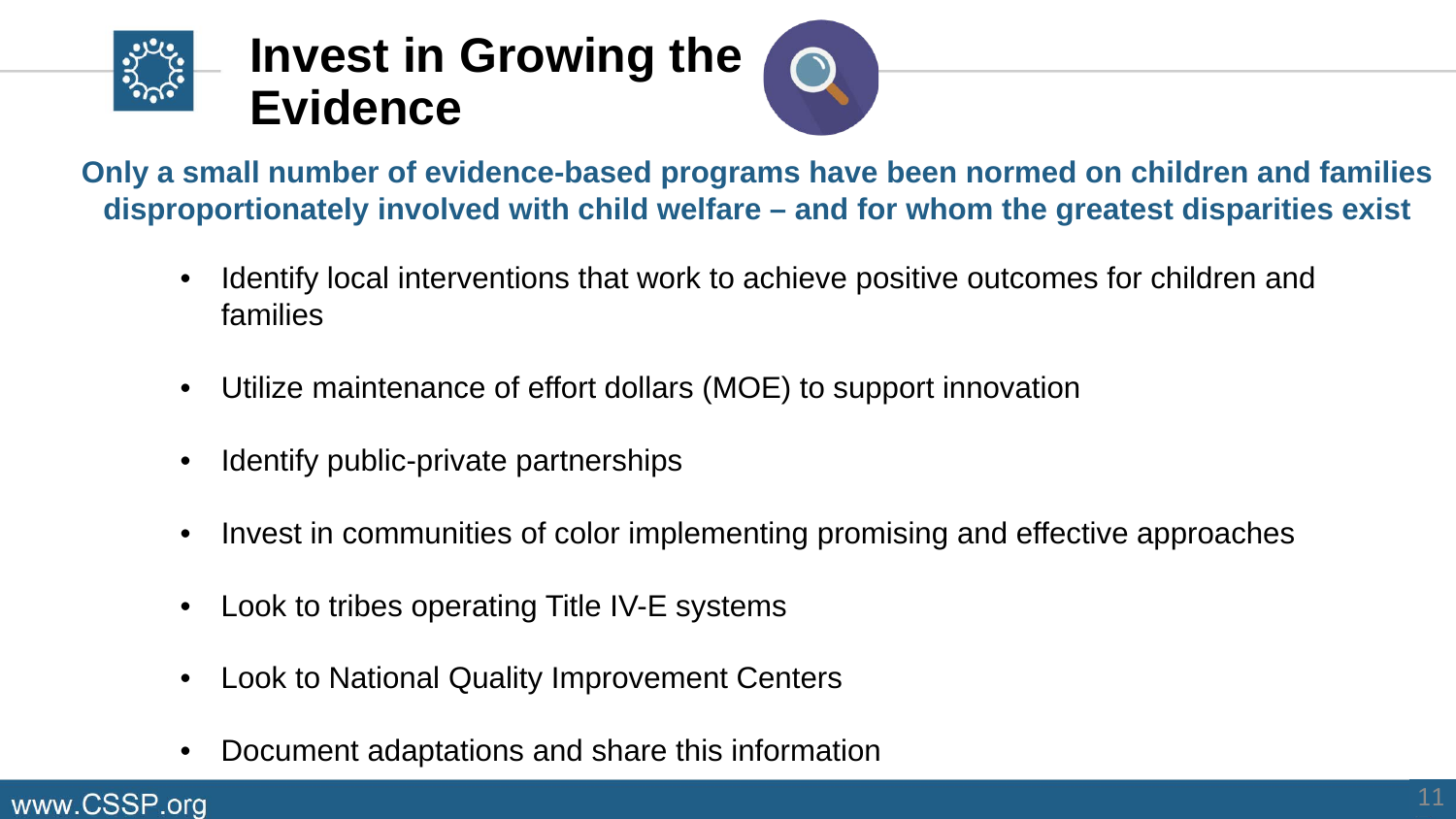# Invest in Growing the Evidence

**Only a small number of evidence-based programs have been normed on children and families disproportionately involved with child welfare – and for whom the greatest disparities exist**

- Identify local interventions that work to achieve positive outcomes for children and families
- Utilize maintenance of effort dollars (MOE) to support innovation
- Identify public-private partnerships
- Invest in communities of color implementing promising and effective approaches
- Look to tribes operating Title IV-E systems
- Look to National Quality Improvement Centers
- Document adaptations and share this information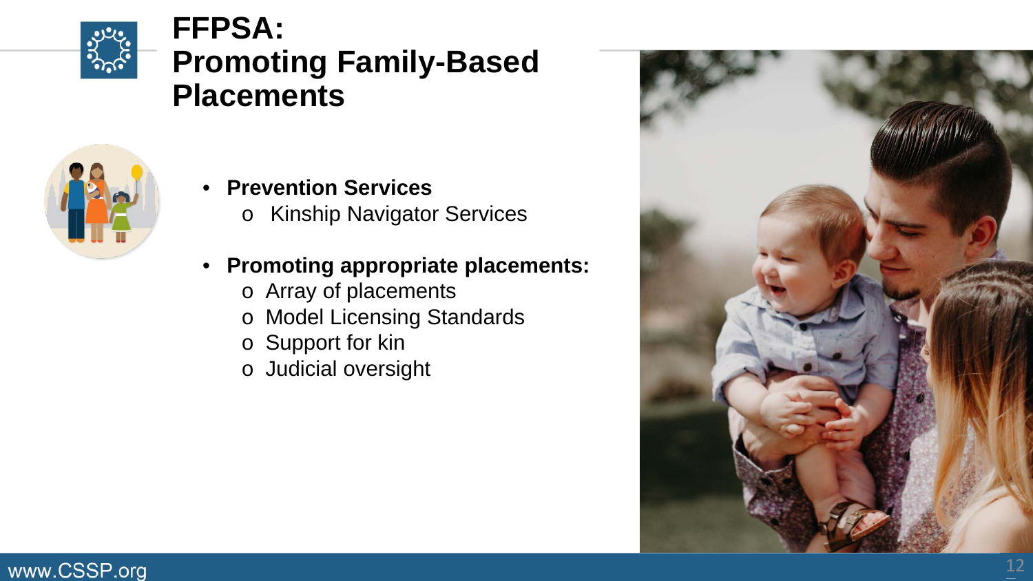# FFPSA: Promoting Family-Based Placements

- **Prevention Services**
  - Kinship Navigator Services
- **Promoting appropriate placements:**
  - Array of placements
  - Model Licensing Standards
  - Support for kin
  - Judicial oversight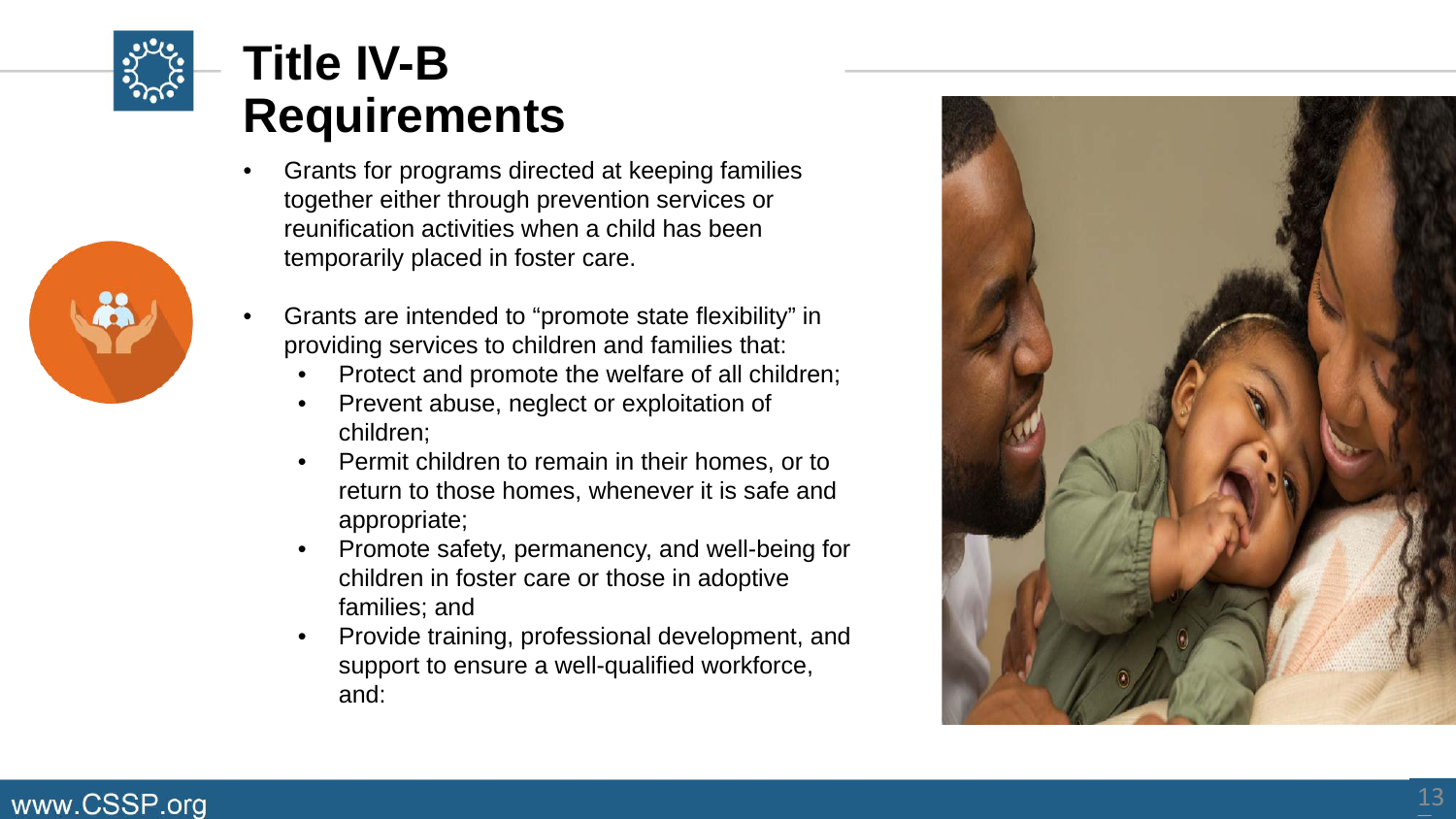# Title IV-B Requirements

- Grants for programs directed at keeping families together either through prevention services or reunification activities when a child has been temporarily placed in foster care.
- Grants are intended to "promote state flexibility" in providing services to children and families that:
  - Protect and promote the welfare of all children;
  - Prevent abuse, neglect or exploitation of children;
  - Permit children to remain in their homes, or to return to those homes, whenever it is safe and appropriate;
  - Promote safety, permanency, and well-being for children in foster care or those in adoptive families; and
  - Provide training, professional development, and support to ensure a well-qualified workforce, and:

www.CSSP.org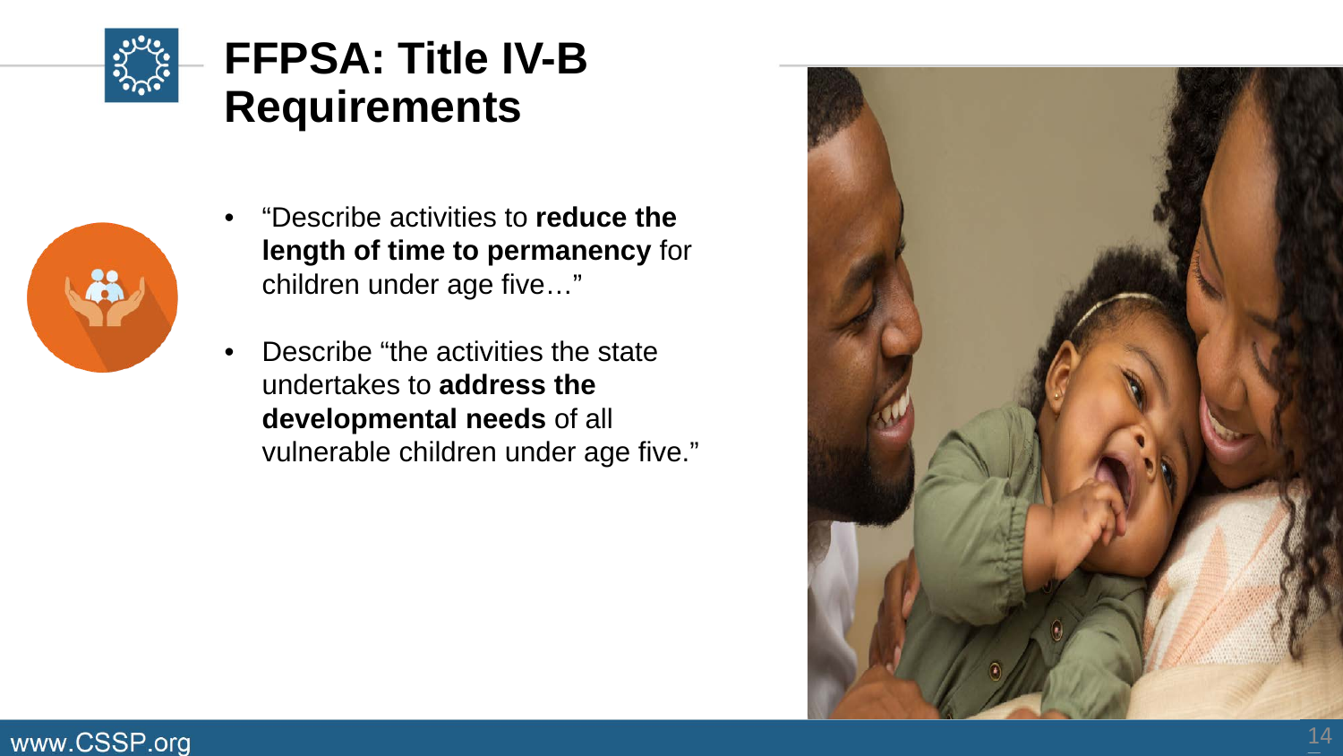# FFPSA: Title IV-B Requirements

- "Describe activities to **reduce the length of time to permanency** for children under age five…"
- Describe "the activities the state undertakes to **address the developmental needs** of all vulnerable children under age five."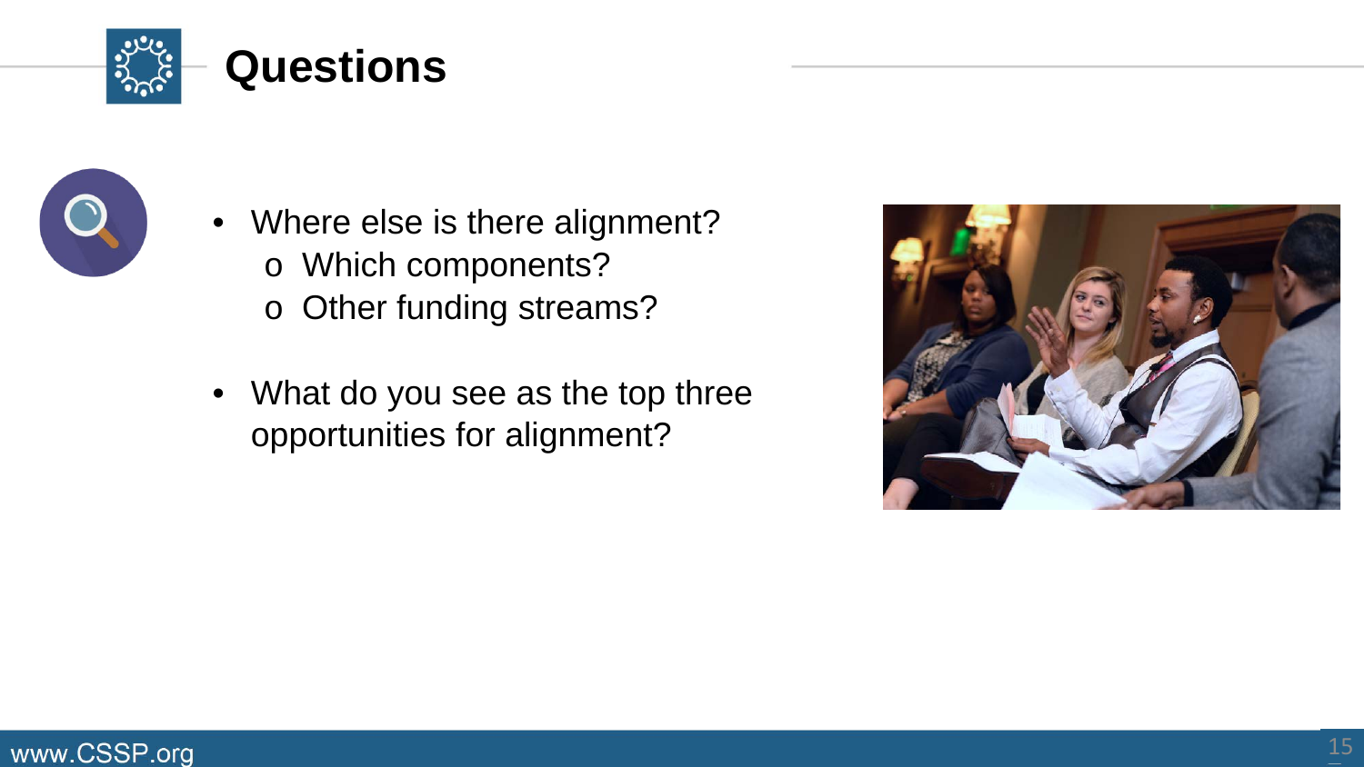# Questions

- Where else is there alignment?
  - Which components?
  - Other funding streams?
- What do you see as the top three opportunities for alignment?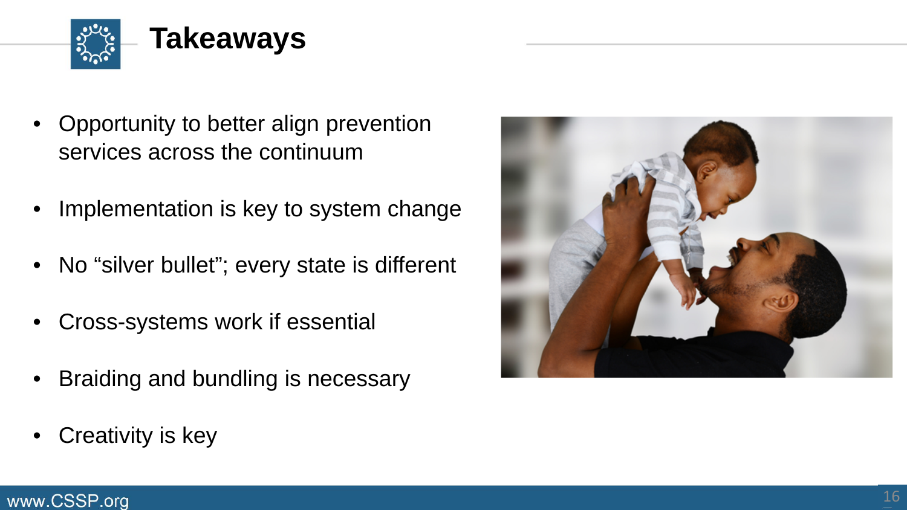# Takeaways

- Opportunity to better align prevention services across the continuum
- Implementation is key to system change
- No "silver bullet"; every state is different
- Cross-systems work if essential
- Braiding and bundling is necessary
- Creativity is key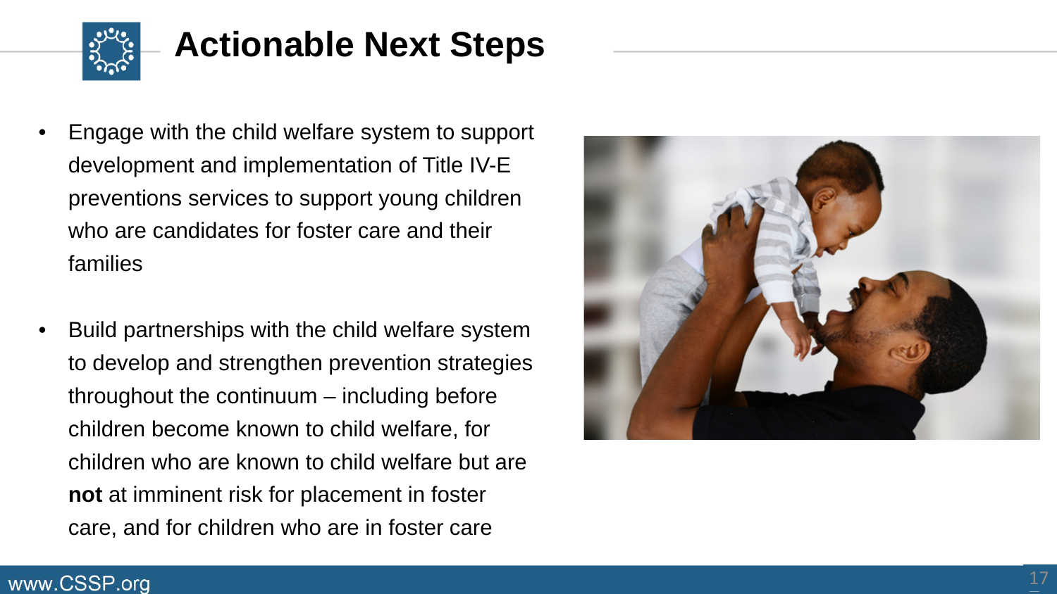# Actionable Next Steps

- Engage with the child welfare system to support development and implementation of Title IV-E preventions services to support young children who are candidates for foster care and their families

- Build partnerships with the child welfare system to develop and strengthen prevention strategies throughout the continuum – including before children become known to child welfare, for children who are known to child welfare but are **not** at imminent risk for placement in foster care, and for children who are in foster care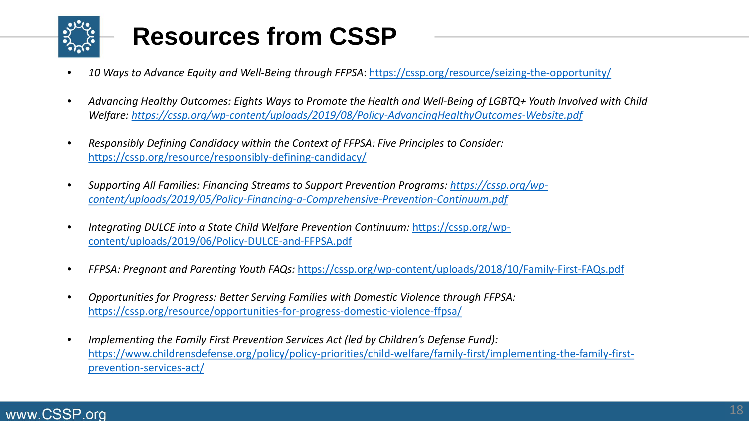# Resources from CSSP

- *10 Ways to Advance Equity and Well-Being through FFPSA*: https://cssp.org/resource/seizing-the-opportunity/
- *Advancing Healthy Outcomes: Eights Ways to Promote the Health and Well-Being of LGBTQ+ Youth Involved with Child Welfare: https://cssp.org/wp-content/uploads/2019/08/Policy-AdvancingHealthyOutcomes-Website.pdf*
- *Responsibly Defining Candidacy within the Context of FFPSA: Five Principles to Consider:* https://cssp.org/resource/responsibly-defining-candidacy/
- *Supporting All Families: Financing Streams to Support Prevention Programs: https://cssp.org/wp-content/uploads/2019/05/Policy-Financing-a-Comprehensive-Prevention-Continuum.pdf*
- *Integrating DULCE into a State Child Welfare Prevention Continuum:* https://cssp.org/wp-content/uploads/2019/06/Policy-DULCE-and-FFPSA.pdf
- *FFPSA: Pregnant and Parenting Youth FAQs:* https://cssp.org/wp-content/uploads/2018/10/Family-First-FAQs.pdf
- *Opportunities for Progress: Better Serving Families with Domestic Violence through FFPSA:* https://cssp.org/resource/opportunities-for-progress-domestic-violence-ffpsa/
- *Implementing the Family First Prevention Services Act (led by Children's Defense Fund):* https://www.childrensdefense.org/policy/policy-priorities/child-welfare/family-first/implementing-the-family-first-prevention-services-act/

www.CSSP.org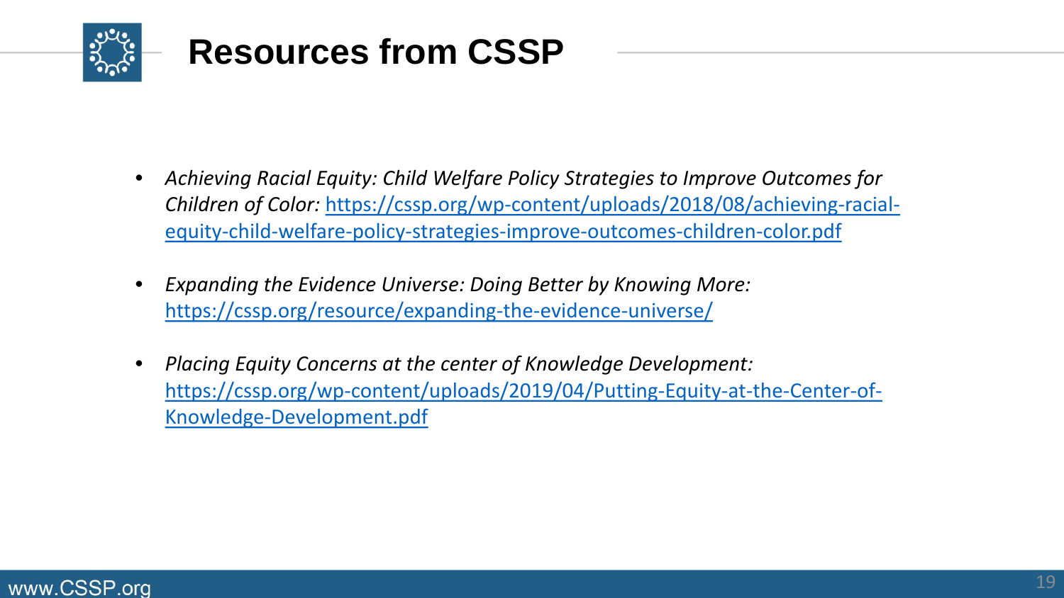# Resources from CSSP

- *Achieving Racial Equity: Child Welfare Policy Strategies to Improve Outcomes for Children of Color:* https://cssp.org/wp-content/uploads/2018/08/achieving-racial-equity-child-welfare-policy-strategies-improve-outcomes-children-color.pdf
- *Expanding the Evidence Universe: Doing Better by Knowing More:* https://cssp.org/resource/expanding-the-evidence-universe/
- *Placing Equity Concerns at the center of Knowledge Development:* https://cssp.org/wp-content/uploads/2019/04/Putting-Equity-at-the-Center-of-Knowledge-Development.pdf